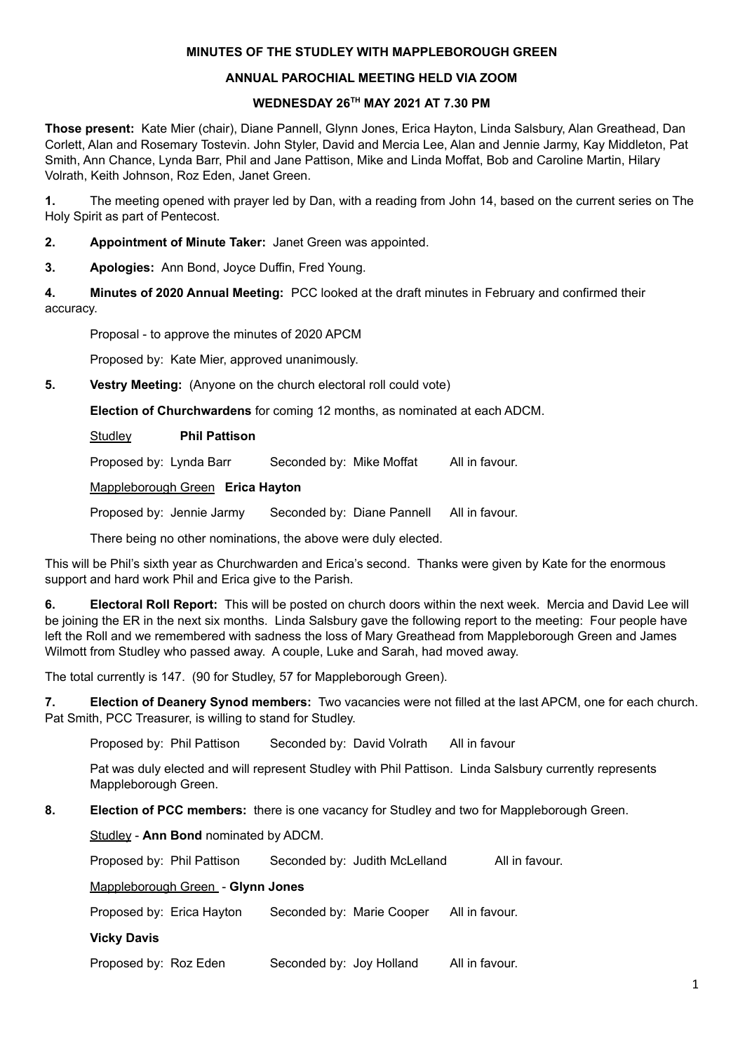**MINUTES OF THE STUDLEY WITH MAPPLEBOROUGH GREEN**

**ANNUAL PAROCHIAL MEETING HELD VIA ZOOM**

**WEDNESDAY 26TH MAY 2021 AT 7.30 PM**

**Those present:** Kate Mier (chair), Diane Pannell, Glynn Jones, Erica Hayton, Linda Salsbury, Alan Greathead, Dan Corlett, Alan and Rosemary Tostevin. John Styler, David and Mercia Lee, Alan and Jennie Jarmy, Kay Middleton, Pat Smith, Ann Chance, Lynda Barr, Phil and Jane Pattison, Mike and Linda Moffat, Bob and Caroline Martin, Hilary Volrath, Keith Johnson, Roz Eden, Janet Green.

**1.** The meeting opened with prayer led by Dan, with a reading from John 14, based on the current series on The Holy Spirit as part of Pentecost.

**2. Appointment of Minute Taker:** Janet Green was appointed.

**3. Apologies:** Ann Bond, Joyce Duffin, Fred Young.

**4. Minutes of 2020 Annual Meeting:** PCC looked at the draft minutes in February and confirmed their accuracy.

Proposal - to approve the minutes of 2020 APCM

Proposed by: Kate Mier, approved unanimously.

**5. Vestry Meeting:** (Anyone on the church electoral roll could vote)

**Election of Churchwardens** for coming 12 months, as nominated at each ADCM.

Studley **Phil Pattison**

Proposed by: Lynda Barr Seconded by: Mike Moffat All in favour.

Mappleborough Green **Erica Hayton**

Proposed by: Jennie Jarmy Seconded by: Diane Pannell All in favour.

There being no other nominations, the above were duly elected.

This will be Phil's sixth year as Churchwarden and Erica's second. Thanks were given by Kate for the enormous support and hard work Phil and Erica give to the Parish.

**6. Electoral Roll Report:** This will be posted on church doors within the next week. Mercia and David Lee will be joining the ER in the next six months. Linda Salsbury gave the following report to the meeting: Four people have left the Roll and we remembered with sadness the loss of Mary Greathead from Mappleborough Green and James Wilmott from Studley who passed away. A couple, Luke and Sarah, had moved away.

The total currently is 147. (90 for Studley, 57 for Mappleborough Green).

**7. Election of Deanery Synod members:** Two vacancies were not filled at the last APCM, one for each church. Pat Smith, PCC Treasurer, is willing to stand for Studley.

Proposed by: Phil Pattison Seconded by: David Volrath All in favour

Pat was duly elected and will represent Studley with Phil Pattison. Linda Salsbury currently represents Mappleborough Green.

**8. Election of PCC members:** there is one vacancy for Studley and two for Mappleborough Green.

Studley - **Ann Bond** nominated by ADCM.

Proposed by: Phil Pattison Seconded by: Judith McLelland All in favour.

Mappleborough Green - **Glynn Jones**

Proposed by: Erica Hayton Seconded by: Marie Cooper All in favour.

**Vicky Davis**

Proposed by: Roz Eden Seconded by: Joy Holland All in favour.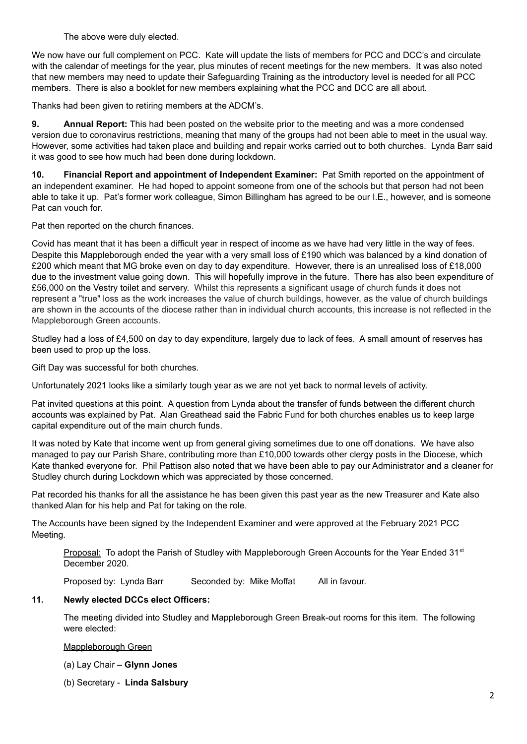The above were duly elected.

We now have our full complement on PCC. Kate will update the lists of members for PCC and DCC's and circulate with the calendar of meetings for the year, plus minutes of recent meetings for the new members. It was also noted that new members may need to update their Safeguarding Training as the introductory level is needed for all PCC members. There is also a booklet for new members explaining what the PCC and DCC are all about.

Thanks had been given to retiring members at the ADCM's.

**9. Annual Report:** This had been posted on the website prior to the meeting and was a more condensed version due to coronavirus restrictions, meaning that many of the groups had not been able to meet in the usual way. However, some activities had taken place and building and repair works carried out to both churches. Lynda Barr said it was good to see how much had been done during lockdown.

**10. Financial Report and appointment of Independent Examiner:** Pat Smith reported on the appointment of an independent examiner. He had hoped to appoint someone from one of the schools but that person had not been able to take it up. Pat's former work colleague, Simon Billingham has agreed to be our I.E., however, and is someone Pat can vouch for.

Pat then reported on the church finances.

Covid has meant that it has been a difficult year in respect of income as we have had very little in the way of fees. Despite this Mappleborough ended the year with a very small loss of £190 which was balanced by a kind donation of £200 which meant that MG broke even on day to day expenditure. However, there is an unrealised loss of £18,000 due to the investment value going down. This will hopefully improve in the future. There has also been expenditure of £56,000 on the Vestry toilet and servery. Whilst this represents a significant usage of church funds it does not represent a "true" loss as the work increases the value of church buildings, however, as the value of church buildings are shown in the accounts of the diocese rather than in individual church accounts, this increase is not reflected in the Mappleborough Green accounts.

Studley had a loss of £4,500 on day to day expenditure, largely due to lack of fees. A small amount of reserves has been used to prop up the loss.

Gift Day was successful for both churches.

Unfortunately 2021 looks like a similarly tough year as we are not yet back to normal levels of activity.

Pat invited questions at this point. A question from Lynda about the transfer of funds between the different church accounts was explained by Pat. Alan Greathead said the Fabric Fund for both churches enables us to keep large capital expenditure out of the main church funds.

It was noted by Kate that income went up from general giving sometimes due to one off donations. We have also managed to pay our Parish Share, contributing more than £10,000 towards other clergy posts in the Diocese, which Kate thanked everyone for. Phil Pattison also noted that we have been able to pay our Administrator and a cleaner for Studley church during Lockdown which was appreciated by those concerned.

Pat recorded his thanks for all the assistance he has been given this past year as the new Treasurer and Kate also thanked Alan for his help and Pat for taking on the role.

The Accounts have been signed by the Independent Examiner and were approved at the February 2021 PCC Meeting.

Proposal: To adopt the Parish of Studley with Mappleborough Green Accounts for the Year Ended 31st December 2020.

Proposed by: Lynda Barr Seconded by: Mike Moffat All in favour.

**11. Newly elected DCCs elect Officers:**

The meeting divided into Studley and Mappleborough Green Break-out rooms for this item. The following were elected:

Mappleborough Green

(a) Lay Chair – **Glynn Jones**

(b) Secretary - **Linda Salsbury**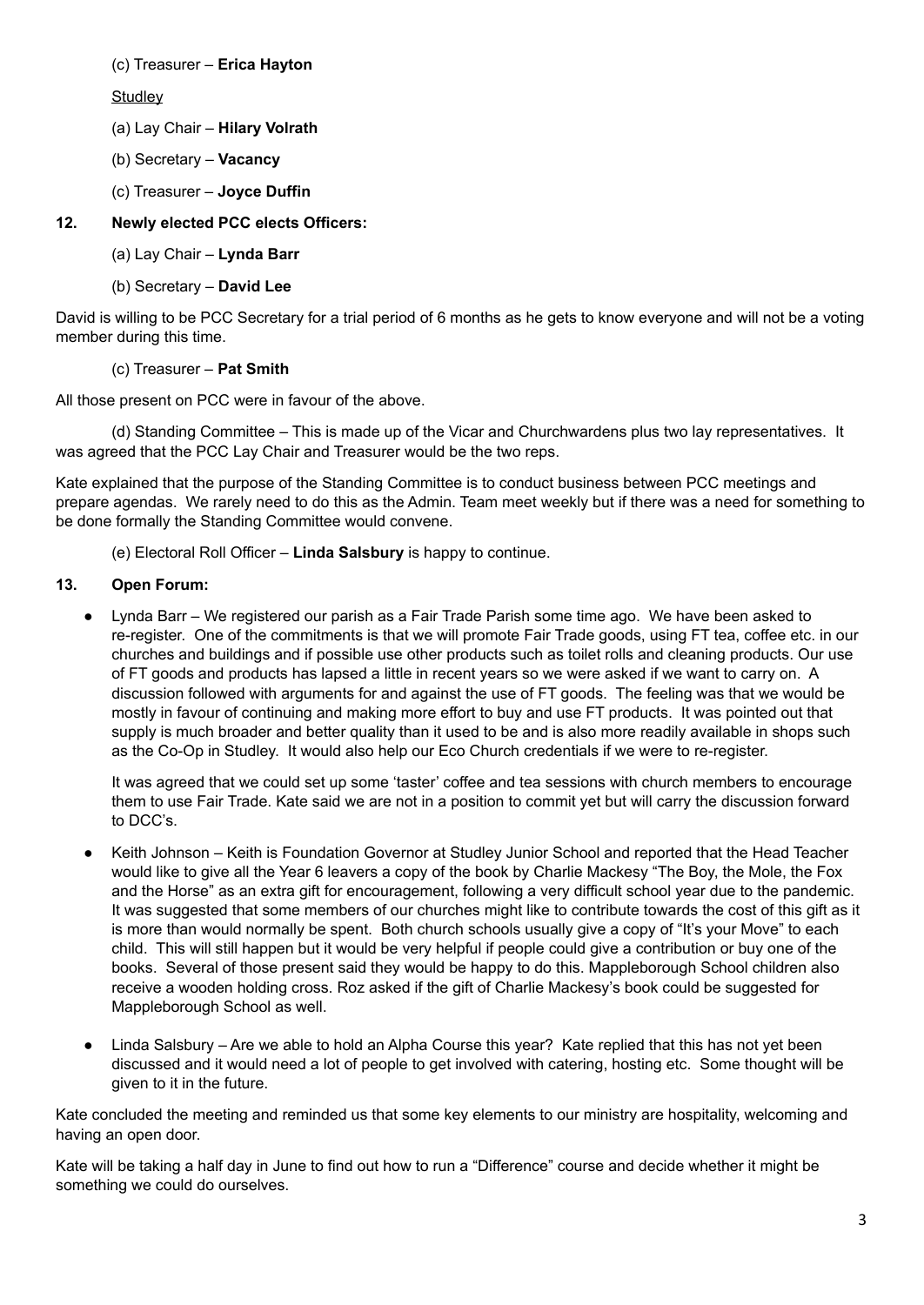(c) Treasurer – **Erica Hayton**

Studley

(a) Lay Chair – **Hilary Volrath**

(b) Secretary – **Vacancy**

(c) Treasurer – **Joyce Duffin**

**12. Newly elected PCC elects Officers:**

(a) Lay Chair – **Lynda Barr**

(b) Secretary – **David Lee**

David is willing to be PCC Secretary for a trial period of 6 months as he gets to know everyone and will not be a voting member during this time.

(c) Treasurer – **Pat Smith**

All those present on PCC were in favour of the above.

(d) Standing Committee – This is made up of the Vicar and Churchwardens plus two lay representatives. It was agreed that the PCC Lay Chair and Treasurer would be the two reps.

Kate explained that the purpose of the Standing Committee is to conduct business between PCC meetings and prepare agendas. We rarely need to do this as the Admin. Team meet weekly but if there was a need for something to be done formally the Standing Committee would convene.

(e) Electoral Roll Officer – **Linda Salsbury** is happy to continue.

**13. Open Forum:**

- Lynda Barr – We registered our parish as a Fair Trade Parish some time ago. We have been asked to re-register. One of the commitments is that we will promote Fair Trade goods, using FT tea, coffee etc. in our churches and buildings and if possible use other products such as toilet rolls and cleaning products. Our use of FT goods and products has lapsed a little in recent years so we were asked if we want to carry on. A discussion followed with arguments for and against the use of FT goods. The feeling was that we would be mostly in favour of continuing and making more effort to buy and use FT products. It was pointed out that supply is much broader and better quality than it used to be and is also more readily available in shops such as the Co-Op in Studley. It would also help our Eco Church credentials if we were to re-register.

  It was agreed that we could set up some 'taster' coffee and tea sessions with church members to encourage them to use Fair Trade. Kate said we are not in a position to commit yet but will carry the discussion forward to DCC's.

- Keith Johnson – Keith is Foundation Governor at Studley Junior School and reported that the Head Teacher would like to give all the Year 6 leavers a copy of the book by Charlie Mackesy "The Boy, the Mole, the Fox and the Horse" as an extra gift for encouragement, following a very difficult school year due to the pandemic. It was suggested that some members of our churches might like to contribute towards the cost of this gift as it is more than would normally be spent. Both church schools usually give a copy of "It's your Move" to each child. This will still happen but it would be very helpful if people could give a contribution or buy one of the books. Several of those present said they would be happy to do this. Mappleborough School children also receive a wooden holding cross. Roz asked if the gift of Charlie Mackesy's book could be suggested for Mappleborough School as well.

- Linda Salsbury – Are we able to hold an Alpha Course this year? Kate replied that this has not yet been discussed and it would need a lot of people to get involved with catering, hosting etc. Some thought will be given to it in the future.

Kate concluded the meeting and reminded us that some key elements to our ministry are hospitality, welcoming and having an open door.

Kate will be taking a half day in June to find out how to run a "Difference" course and decide whether it might be something we could do ourselves.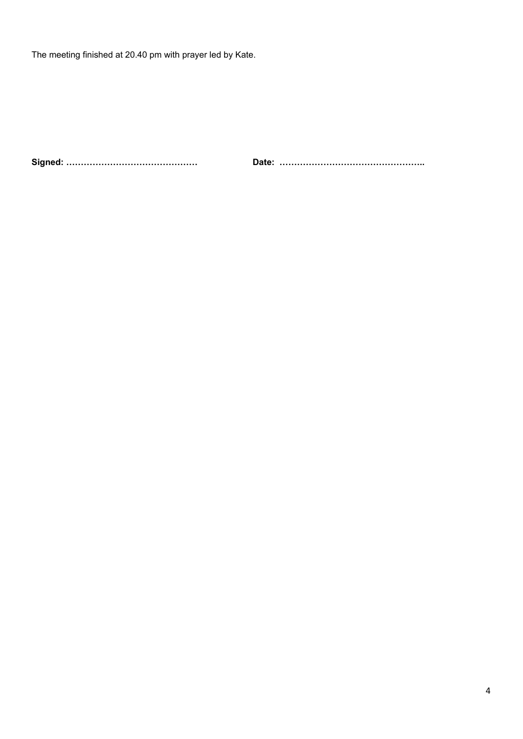The meeting finished at 20.40 pm with prayer led by Kate.

**Signed: ………………………………………　　　　　Date: …………………………………………..**